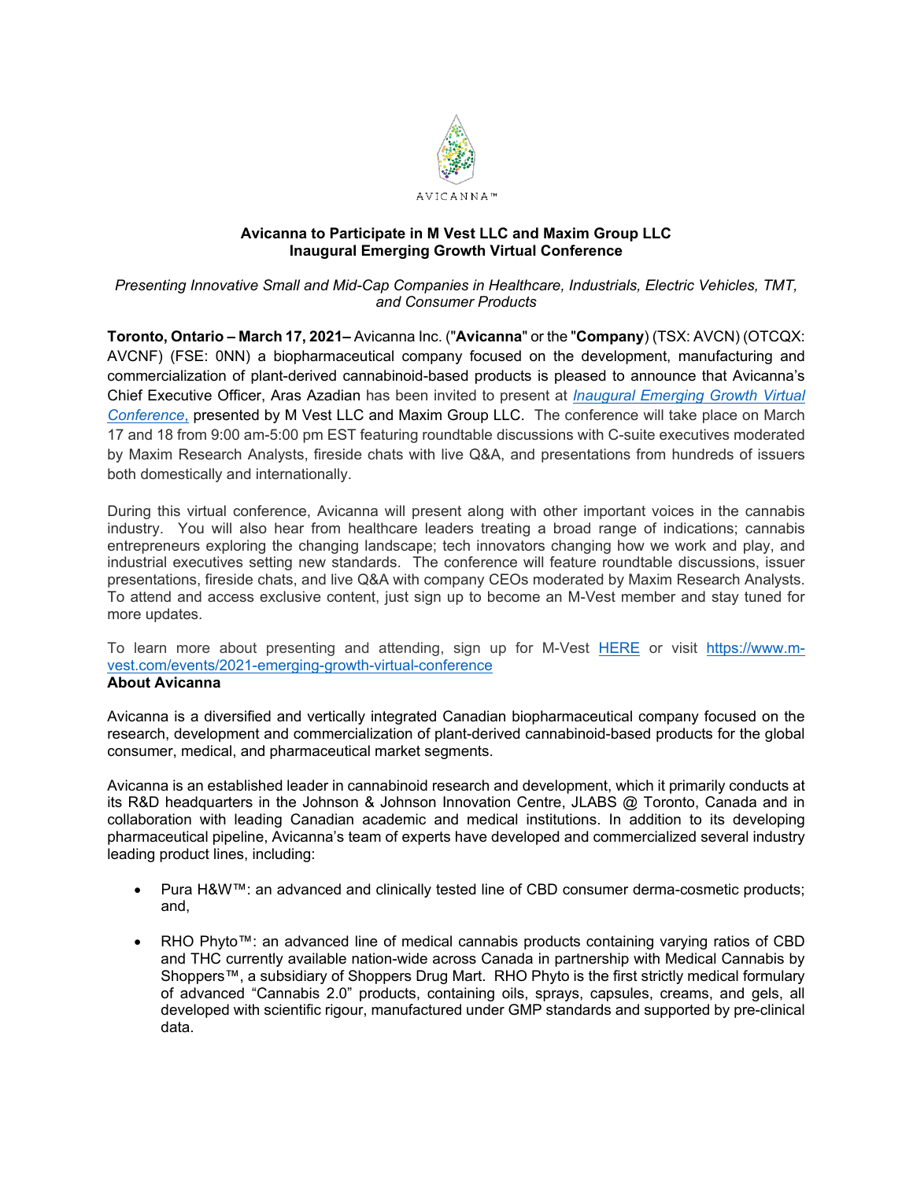AVICANNA™

**Avicanna to Participate in M Vest LLC and Maxim Group LLC Inaugural Emerging Growth Virtual Conference**

*Presenting Innovative Small and Mid-Cap Companies in Healthcare, Industrials, Electric Vehicles, TMT, and Consumer Products*

**Toronto, Ontario – March 17, 2021–** Avicanna Inc. ("**Avicanna**" or the "**Company**) (TSX: AVCN) (OTCQX: AVCNF) (FSE: 0NN) a biopharmaceutical company focused on the development, manufacturing and commercialization of plant-derived cannabinoid-based products is pleased to announce that Avicanna's Chief Executive Officer, Aras Azadian has been invited to present at *Inaugural Emerging Growth Virtual Conference,* presented by M Vest LLC and Maxim Group LLC. The conference will take place on March 17 and 18 from 9:00 am-5:00 pm EST featuring roundtable discussions with C-suite executives moderated by Maxim Research Analysts, fireside chats with live Q&A, and presentations from hundreds of issuers both domestically and internationally.

During this virtual conference, Avicanna will present along with other important voices in the cannabis industry. You will also hear from healthcare leaders treating a broad range of indications; cannabis entrepreneurs exploring the changing landscape; tech innovators changing how we work and play, and industrial executives setting new standards. The conference will feature roundtable discussions, issuer presentations, fireside chats, and live Q&A with company CEOs moderated by Maxim Research Analysts. To attend and access exclusive content, just sign up to become an M-Vest member and stay tuned for more updates.

To learn more about presenting and attending, sign up for M-Vest HERE or visit https://www.m-vest.com/events/2021-emerging-growth-virtual-conference

**About Avicanna**

Avicanna is a diversified and vertically integrated Canadian biopharmaceutical company focused on the research, development and commercialization of plant-derived cannabinoid-based products for the global consumer, medical, and pharmaceutical market segments.

Avicanna is an established leader in cannabinoid research and development, which it primarily conducts at its R&D headquarters in the Johnson & Johnson Innovation Centre, JLABS @ Toronto, Canada and in collaboration with leading Canadian academic and medical institutions. In addition to its developing pharmaceutical pipeline, Avicanna's team of experts have developed and commercialized several industry leading product lines, including:

- Pura H&W™: an advanced and clinically tested line of CBD consumer derma-cosmetic products; and,
- RHO Phyto™: an advanced line of medical cannabis products containing varying ratios of CBD and THC currently available nation-wide across Canada in partnership with Medical Cannabis by Shoppers™, a subsidiary of Shoppers Drug Mart. RHO Phyto is the first strictly medical formulary of advanced "Cannabis 2.0" products, containing oils, sprays, capsules, creams, and gels, all developed with scientific rigour, manufactured under GMP standards and supported by pre-clinical data.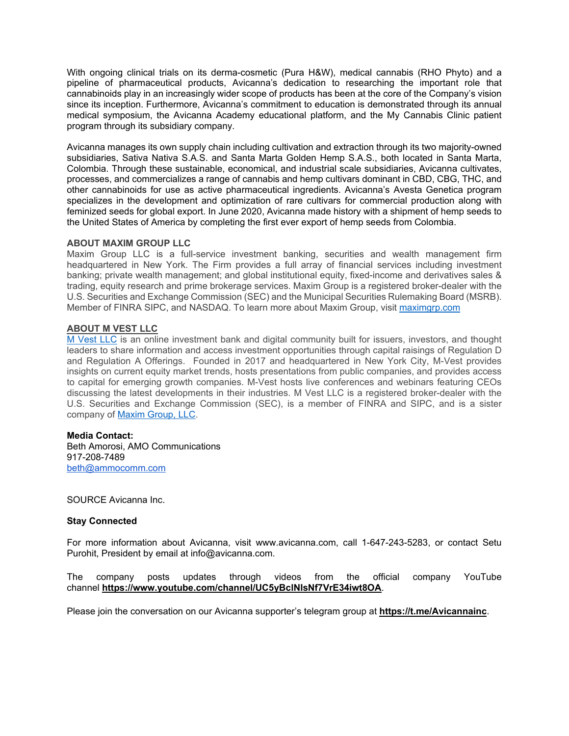With ongoing clinical trials on its derma-cosmetic (Pura H&W), medical cannabis (RHO Phyto) and a pipeline of pharmaceutical products, Avicanna's dedication to researching the important role that cannabinoids play in an increasingly wider scope of products has been at the core of the Company's vision since its inception. Furthermore, Avicanna's commitment to education is demonstrated through its annual medical symposium, the Avicanna Academy educational platform, and the My Cannabis Clinic patient program through its subsidiary company.

Avicanna manages its own supply chain including cultivation and extraction through its two majority-owned subsidiaries, Sativa Nativa S.A.S. and Santa Marta Golden Hemp S.A.S., both located in Santa Marta, Colombia. Through these sustainable, economical, and industrial scale subsidiaries, Avicanna cultivates, processes, and commercializes a range of cannabis and hemp cultivars dominant in CBD, CBG, THC, and other cannabinoids for use as active pharmaceutical ingredients. Avicanna's Avesta Genetica program specializes in the development and optimization of rare cultivars for commercial production along with feminized seeds for global export. In June 2020, Avicanna made history with a shipment of hemp seeds to the United States of America by completing the first ever export of hemp seeds from Colombia.

**ABOUT MAXIM GROUP LLC**

Maxim Group LLC is a full-service investment banking, securities and wealth management firm headquartered in New York. The Firm provides a full array of financial services including investment banking; private wealth management; and global institutional equity, fixed-income and derivatives sales & trading, equity research and prime brokerage services. Maxim Group is a registered broker-dealer with the U.S. Securities and Exchange Commission (SEC) and the Municipal Securities Rulemaking Board (MSRB). Member of FINRA SIPC, and NASDAQ. To learn more about Maxim Group, visit maximgrp.com

**ABOUT M VEST LLC**

M Vest LLC is an online investment bank and digital community built for issuers, investors, and thought leaders to share information and access investment opportunities through capital raisings of Regulation D and Regulation A Offerings. Founded in 2017 and headquartered in New York City, M-Vest provides insights on current equity market trends, hosts presentations from public companies, and provides access to capital for emerging growth companies. M-Vest hosts live conferences and webinars featuring CEOs discussing the latest developments in their industries. M Vest LLC is a registered broker-dealer with the U.S. Securities and Exchange Commission (SEC), is a member of FINRA and SIPC, and is a sister company of Maxim Group, LLC.

**Media Contact:**
Beth Amorosi, AMO Communications
917-208-7489
beth@ammocomm.com

SOURCE Avicanna Inc.

**Stay Connected**

For more information about Avicanna, visit www.avicanna.com, call 1-647-243-5283, or contact Setu Purohit, President by email at info@avicanna.com.

The company posts updates through videos from the official company YouTube channel **https://www.youtube.com/channel/UC5yBclNIsNf7VrE34iwt8OA**.

Please join the conversation on our Avicanna supporter's telegram group at **https://t.me/Avicannainc**.